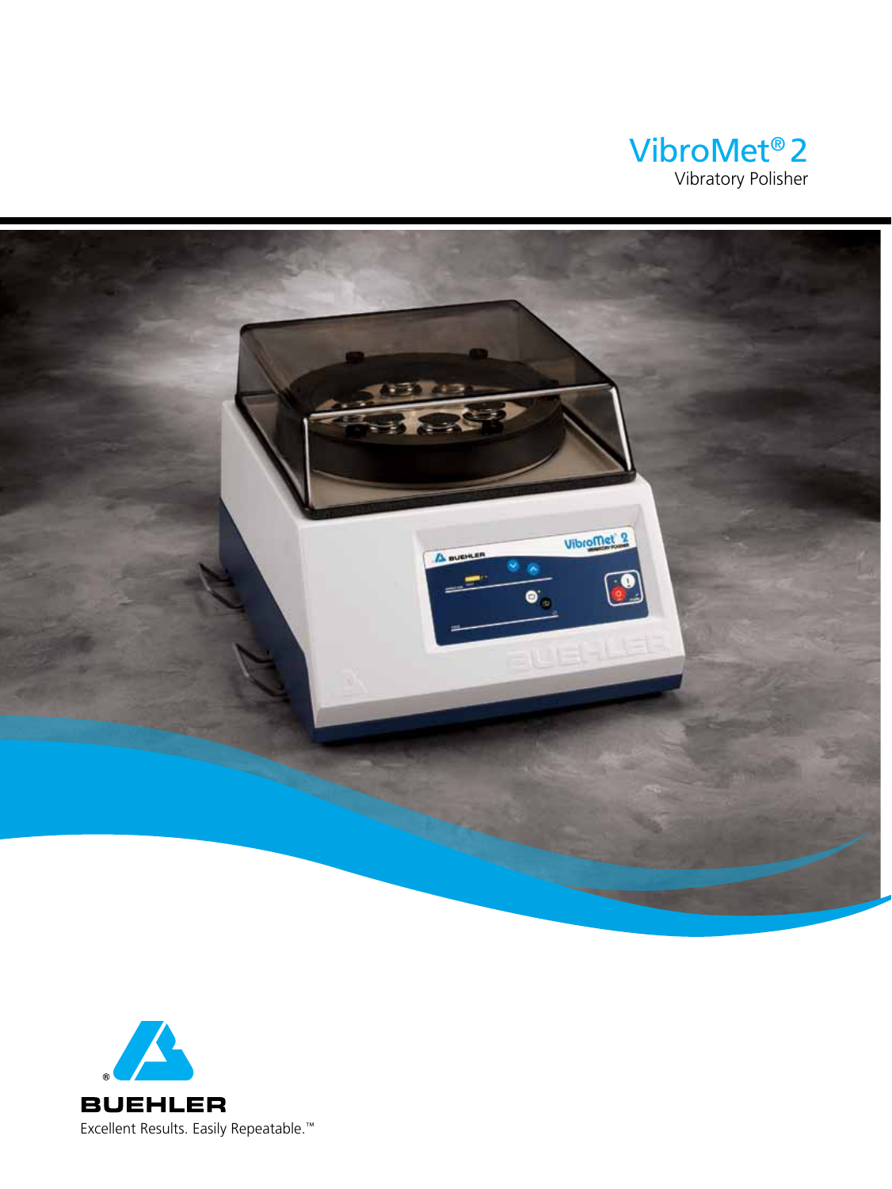# VibroMet® 2

Vibratory Polisher

BUEHLER

Excellent Results. Easily Repeatable.™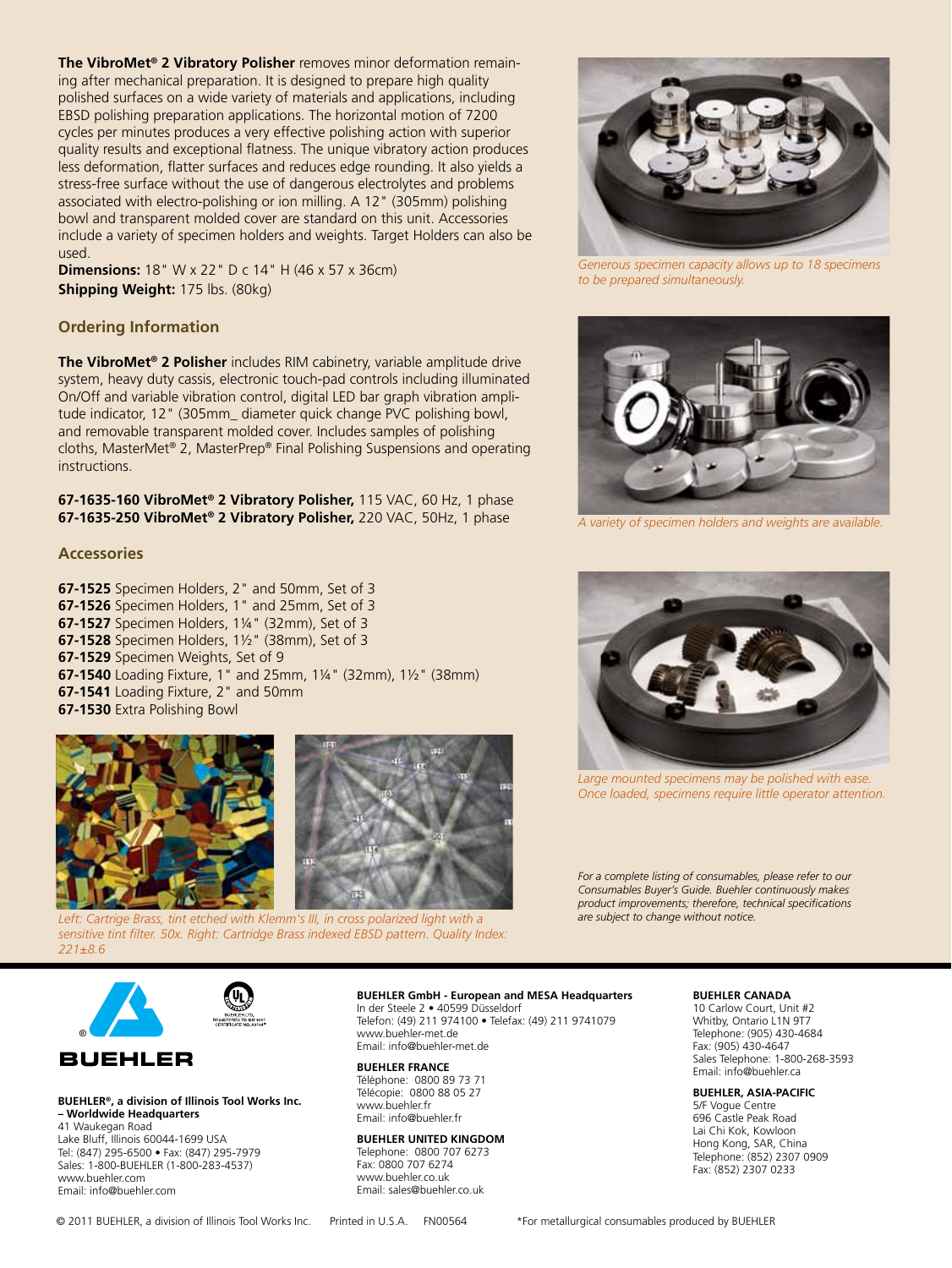**The VibroMet® 2 Vibratory Polisher** removes minor deformation remaining after mechanical preparation. It is designed to prepare high quality polished surfaces on a wide variety of materials and applications, including EBSD polishing preparation applications. The horizontal motion of 7200 cycles per minutes produces a very effective polishing action with superior quality results and exceptional flatness. The unique vibratory action produces less deformation, flatter surfaces and reduces edge rounding. It also yields a stress-free surface without the use of dangerous electrolytes and problems associated with electro-polishing or ion milling. A 12" (305mm) polishing bowl and transparent molded cover are standard on this unit. Accessories include a variety of specimen holders and weights. Target Holders can also be used.

**Dimensions:** 18" W x 22" D c 14" H (46 x 57 x 36cm)
**Shipping Weight:** 175 lbs. (80kg)

*Generous specimen capacity allows up to 18 specimens to be prepared simultaneously.*

## Ordering Information

**The VibroMet® 2 Polisher** includes RIM cabinetry, variable amplitude drive system, heavy duty cassis, electronic touch-pad controls including illuminated On/Off and variable vibration control, digital LED bar graph vibration amplitude indicator, 12" (305mm_ diameter quick change PVC polishing bowl, and removable transparent molded cover. Includes samples of polishing cloths, MasterMet® 2, MasterPrep® Final Polishing Suspensions and operating instructions.

**67-1635-160 VibroMet® 2 Vibratory Polisher,** 115 VAC, 60 Hz, 1 phase
**67-1635-250 VibroMet® 2 Vibratory Polisher,** 220 VAC, 50Hz, 1 phase

*A variety of specimen holders and weights are available.*

## Accessories

**67-1525** Specimen Holders, 2" and 50mm, Set of 3
**67-1526** Specimen Holders, 1" and 25mm, Set of 3
**67-1527** Specimen Holders, 1¼" (32mm), Set of 3
**67-1528** Specimen Holders, 1½" (38mm), Set of 3
**67-1529** Specimen Weights, Set of 9
**67-1540** Loading Fixture, 1" and 25mm, 1¼" (32mm), 1½" (38mm)
**67-1541** Loading Fixture, 2" and 50mm
**67-1530** Extra Polishing Bowl

*Large mounted specimens may be polished with ease. Once loaded, specimens require little operator attention.*

*Left: Cartrige Brass, tint etched with Klemm's III, in cross polarized light with a sensitive tint filter. 50x. Right: Cartridge Brass indexed EBSD pattern. Quality Index: 221±8.6*

*For a complete listing of consumables, please refer to our Consumables Buyer's Guide. Buehler continuously makes product improvements; therefore, technical specifications are subject to change without notice.*

BUEHLER

**BUEHLER®, a division of Illinois Tool Works Inc. – Worldwide Headquarters**
41 Waukegan Road
Lake Bluff, Illinois 60044-1699 USA
Tel: (847) 295-6500 • Fax: (847) 295-7979
Sales: 1-800-BUEHLER (1-800-283-4537)
www.buehler.com
Email: info@buehler.com

**BUEHLER GmbH - European and MESA Headquarters**
In der Steele 2 • 40599 Düsseldorf
Telefon: (49) 211 974100 • Telefax: (49) 211 9741079
www.buehler-met.de
Email: info@buehler-met.de

**BUEHLER FRANCE**
Téléphone: 0800 89 73 71
Télécopie: 0800 88 05 27
www.buehler.fr
Email: info@buehler.fr

**BUEHLER UNITED KINGDOM**
Telephone: 0800 707 6273
Fax: 0800 707 6274
www.buehler.co.uk
Email: sales@buehler.co.uk

**BUEHLER CANADA**
10 Carlow Court, Unit #2
Whitby, Ontario L1N 9T7
Telephone: (905) 430-4684
Fax: (905) 430-4647
Sales Telephone: 1-800-268-3593
Email: info@buehler.ca

**BUEHLER, ASIA-PACIFIC**
5/F Vogue Centre
696 Castle Peak Road
Lai Chi Kok, Kowloon
Hong Kong, SAR, China
Telephone: (852) 2307 0909
Fax: (852) 2307 0233

© 2011 BUEHLER, a division of Illinois Tool Works Inc. Printed in U.S.A. FN00564 *For metallurgical consumables produced by BUEHLER